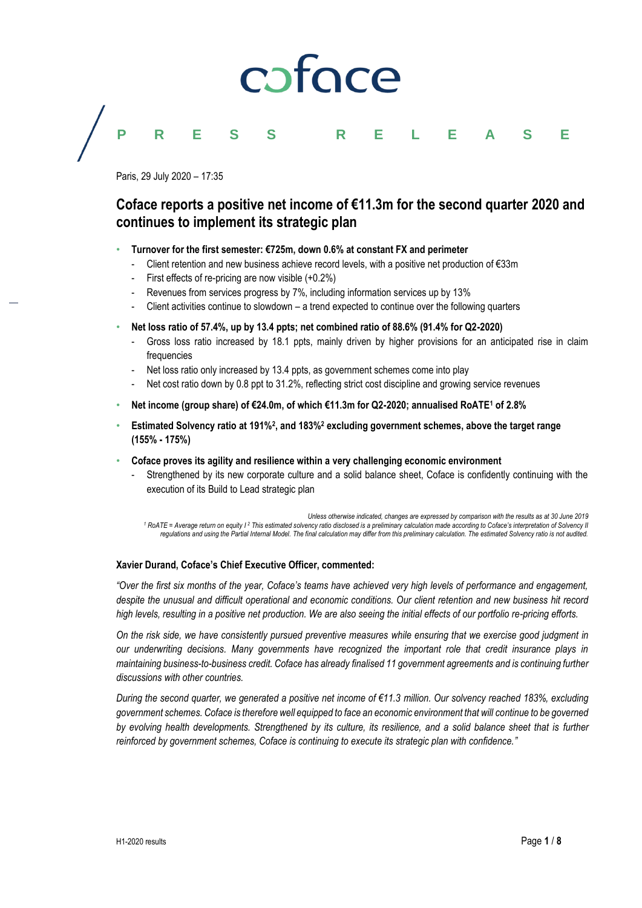coface

PRESS RELEASE

Paris, 29 July 2020 – 17:35

# Coface reports a positive net income of €11.3m for the second quarter 2020 and continues to implement its strategic plan

- **Turnover for the first semester: €725m, down 0.6% at constant FX and perimeter**
  - Client retention and new business achieve record levels, with a positive net production of €33m
  - First effects of re-pricing are now visible (+0.2%)
  - Revenues from services progress by 7%, including information services up by 13%
  - Client activities continue to slowdown – a trend expected to continue over the following quarters
- **Net loss ratio of 57.4%, up by 13.4 ppts; net combined ratio of 88.6% (91.4% for Q2-2020)**
  - Gross loss ratio increased by 18.1 ppts, mainly driven by higher provisions for an anticipated rise in claim frequencies
  - Net loss ratio only increased by 13.4 ppts, as government schemes come into play
  - Net cost ratio down by 0.8 ppt to 31.2%, reflecting strict cost discipline and growing service revenues
- **Net income (group share) of €24.0m, of which €11.3m for Q2-2020; annualised RoATE[1] of 2.8%**
- **Estimated Solvency ratio at 191%[2], and 183%[2] excluding government schemes, above the target range (155% - 175%)**
- **Coface proves its agility and resilience within a very challenging economic environment**
  - Strengthened by its new corporate culture and a solid balance sheet, Coface is confidently continuing with the execution of its Build to Lead strategic plan

*Unless otherwise indicated, changes are expressed by comparison with the results as at 30 June 2019*

*[1] RoATE = Average return on equity I [2] This estimated solvency ratio disclosed is a preliminary calculation made according to Coface's interpretation of Solvency II regulations and using the Partial Internal Model. The final calculation may differ from this preliminary calculation. The estimated Solvency ratio is not audited.*

**Xavier Durand, Coface's Chief Executive Officer, commented:**

*"Over the first six months of the year, Coface's teams have achieved very high levels of performance and engagement, despite the unusual and difficult operational and economic conditions. Our client retention and new business hit record high levels, resulting in a positive net production. We are also seeing the initial effects of our portfolio re-pricing efforts.*

*On the risk side, we have consistently pursued preventive measures while ensuring that we exercise good judgment in our underwriting decisions. Many governments have recognized the important role that credit insurance plays in maintaining business-to-business credit. Coface has already finalised 11 government agreements and is continuing further discussions with other countries.*

*During the second quarter, we generated a positive net income of €11.3 million. Our solvency reached 183%, excluding government schemes. Coface is therefore well equipped to face an economic environment that will continue to be governed by evolving health developments. Strengthened by its culture, its resilience, and a solid balance sheet that is further reinforced by government schemes, Coface is continuing to execute its strategic plan with confidence."*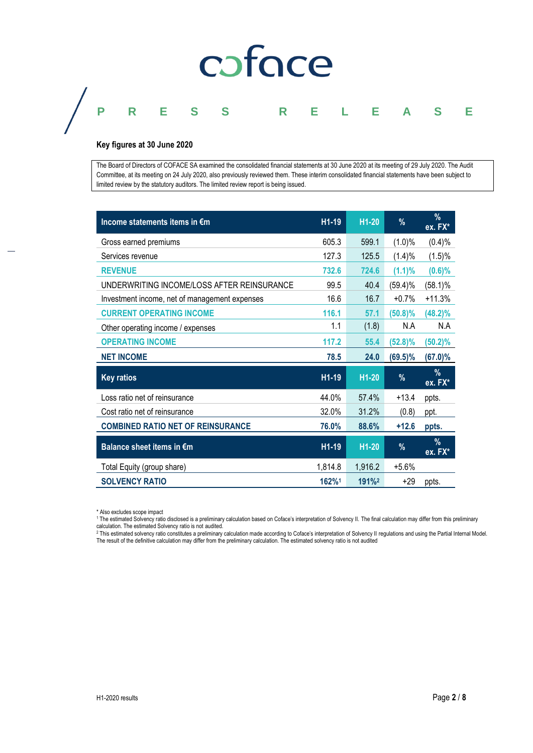**PRESS RELEASE**

### Key figures at 30 June 2020

The Board of Directors of COFACE SA examined the consolidated financial statements at 30 June 2020 at its meeting of 29 July 2020. The Audit Committee, at its meeting on 24 July 2020, also previously reviewed them. These interim consolidated financial statements have been subject to limited review by the statutory auditors. The limited review report is being issued.

| Income statements items in €m | H1-19 | H1-20 | % | % ex. FX* |
|---|---|---|---|---|
| Gross earned premiums | 605.3 | 599.1 | (1.0)% | (0.4)% |
| Services revenue | 127.3 | 125.5 | (1.4)% | (1.5)% |
| **REVENUE** | **732.6** | **724.6** | **(1.1)%** | **(0.6)%** |
| UNDERWRITING INCOME/LOSS AFTER REINSURANCE | 99.5 | 40.4 | (59.4)% | (58.1)% |
| Investment income, net of management expenses | 16.6 | 16.7 | +0.7% | +11.3% |
| **CURRENT OPERATING INCOME** | **116.1** | **57.1** | **(50.8)%** | **(48.2)%** |
| Other operating income / expenses | 1.1 | (1.8) | N.A | N.A |
| **OPERATING INCOME** | **117.2** | **55.4** | **(52.8)%** | **(50.2)%** |
| **NET INCOME** | **78.5** | **24.0** | **(69.5)%** | **(67.0)%** |
| **Key ratios** | **H1-19** | **H1-20** | **%** | **% ex. FX*** |
| Loss ratio net of reinsurance | 44.0% | 57.4% | +13.4 | ppts. |
| Cost ratio net of reinsurance | 32.0% | 31.2% | (0.8) | ppt. |
| **COMBINED RATIO NET OF REINSURANCE** | **76.0%** | **88.6%** | **+12.6** | **ppts.** |
| **Balance sheet items in €m** | **H1-19** | **H1-20** | **%** | **% ex. FX*** |
| Total Equity (group share) | 1,814.8 | 1,916.2 | +5.6% | |
| **SOLVENCY RATIO** | **162%**[1] | **191%**[2] | +29 | ppts. |

\* Also excludes scope impact

[1] The estimated Solvency ratio disclosed is a preliminary calculation based on Coface's interpretation of Solvency II. The final calculation may differ from this preliminary calculation. The estimated Solvency ratio is not audited.

[2] This estimated solvency ratio constitutes a preliminary calculation made according to Coface's interpretation of Solvency II regulations and using the Partial Internal Model. The result of the definitive calculation may differ from the preliminary calculation. The estimated solvency ratio is not audited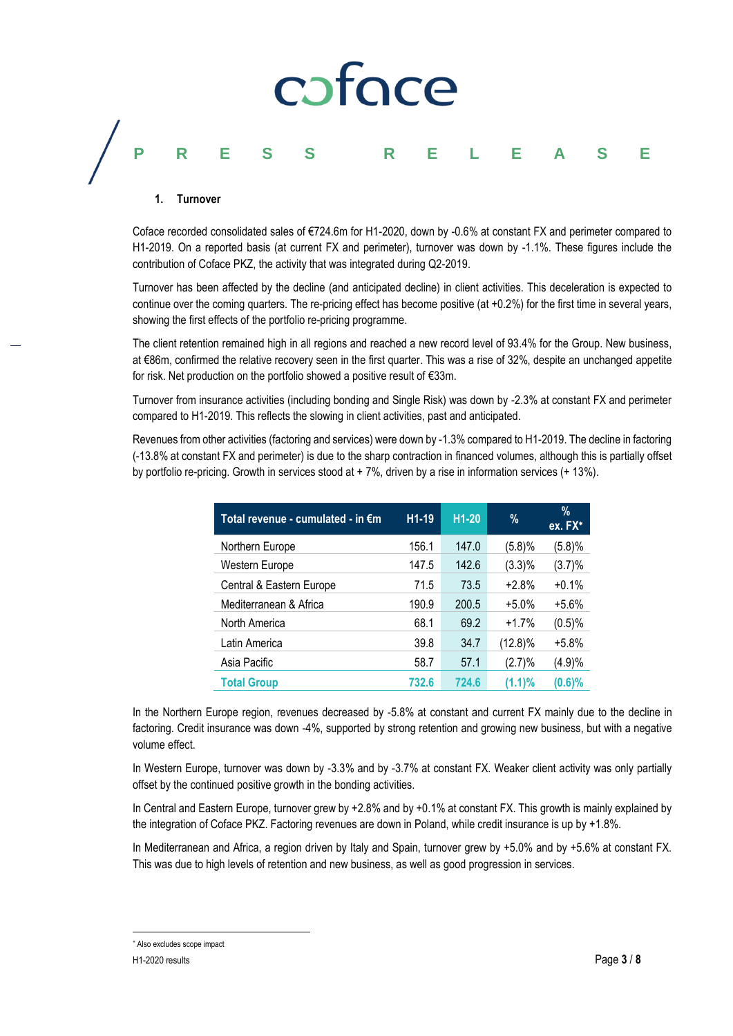## 1. Turnover

Coface recorded consolidated sales of €724.6m for H1-2020, down by -0.6% at constant FX and perimeter compared to H1-2019. On a reported basis (at current FX and perimeter), turnover was down by -1.1%. These figures include the contribution of Coface PKZ, the activity that was integrated during Q2-2019.

Turnover has been affected by the decline (and anticipated decline) in client activities. This deceleration is expected to continue over the coming quarters. The re-pricing effect has become positive (at +0.2%) for the first time in several years, showing the first effects of the portfolio re-pricing programme.

The client retention remained high in all regions and reached a new record level of 93.4% for the Group. New business, at €86m, confirmed the relative recovery seen in the first quarter. This was a rise of 32%, despite an unchanged appetite for risk. Net production on the portfolio showed a positive result of €33m.

Turnover from insurance activities (including bonding and Single Risk) was down by -2.3% at constant FX and perimeter compared to H1-2019. This reflects the slowing in client activities, past and anticipated.

Revenues from other activities (factoring and services) were down by -1.3% compared to H1-2019. The decline in factoring (-13.8% at constant FX and perimeter) is due to the sharp contraction in financed volumes, although this is partially offset by portfolio re-pricing. Growth in services stood at + 7%, driven by a rise in information services (+ 13%).

| Total revenue - cumulated - in €m | H1-19 | H1-20 | % | % ex. FX* |
|---|---|---|---|---|
| Northern Europe | 156.1 | 147.0 | (5.8)% | (5.8)% |
| Western Europe | 147.5 | 142.6 | (3.3)% | (3.7)% |
| Central & Eastern Europe | 71.5 | 73.5 | +2.8% | +0.1% |
| Mediterranean & Africa | 190.9 | 200.5 | +5.0% | +5.6% |
| North America | 68.1 | 69.2 | +1.7% | (0.5)% |
| Latin America | 39.8 | 34.7 | (12.8)% | +5.8% |
| Asia Pacific | 58.7 | 57.1 | (2.7)% | (4.9)% |
| **Total Group** | **732.6** | **724.6** | **(1.1)%** | **(0.6)%** |

In the Northern Europe region, revenues decreased by -5.8% at constant and current FX mainly due to the decline in factoring. Credit insurance was down -4%, supported by strong retention and growing new business, but with a negative volume effect.

In Western Europe, turnover was down by -3.3% and by -3.7% at constant FX. Weaker client activity was only partially offset by the continued positive growth in the bonding activities.

In Central and Eastern Europe, turnover grew by +2.8% and by +0.1% at constant FX. This growth is mainly explained by the integration of Coface PKZ. Factoring revenues are down in Poland, while credit insurance is up by +1.8%.

In Mediterranean and Africa, a region driven by Italy and Spain, turnover grew by +5.0% and by +5.6% at constant FX. This was due to high levels of retention and new business, as well as good progression in services.

* Also excludes scope impact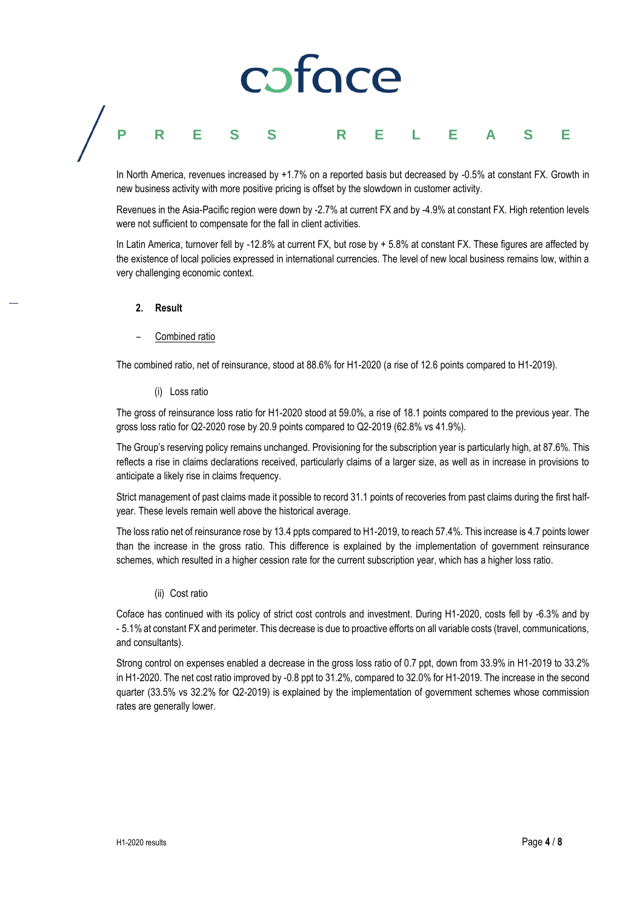In North America, revenues increased by +1.7% on a reported basis but decreased by -0.5% at constant FX. Growth in new business activity with more positive pricing is offset by the slowdown in customer activity.

Revenues in the Asia-Pacific region were down by -2.7% at current FX and by -4.9% at constant FX. High retention levels were not sufficient to compensate for the fall in client activities.

In Latin America, turnover fell by -12.8% at current FX, but rose by + 5.8% at constant FX. These figures are affected by the existence of local policies expressed in international currencies. The level of new local business remains low, within a very challenging economic context.

## 2. Result

– Combined ratio

The combined ratio, net of reinsurance, stood at 88.6% for H1-2020 (a rise of 12.6 points compared to H1-2019).

(i) Loss ratio

The gross of reinsurance loss ratio for H1-2020 stood at 59.0%, a rise of 18.1 points compared to the previous year. The gross loss ratio for Q2-2020 rose by 20.9 points compared to Q2-2019 (62.8% vs 41.9%).

The Group's reserving policy remains unchanged. Provisioning for the subscription year is particularly high, at 87.6%. This reflects a rise in claims declarations received, particularly claims of a larger size, as well as in increase in provisions to anticipate a likely rise in claims frequency.

Strict management of past claims made it possible to record 31.1 points of recoveries from past claims during the first half-year. These levels remain well above the historical average.

The loss ratio net of reinsurance rose by 13.4 ppts compared to H1-2019, to reach 57.4%. This increase is 4.7 points lower than the increase in the gross ratio. This difference is explained by the implementation of government reinsurance schemes, which resulted in a higher cession rate for the current subscription year, which has a higher loss ratio.

(ii) Cost ratio

Coface has continued with its policy of strict cost controls and investment. During H1-2020, costs fell by -6.3% and by - 5.1% at constant FX and perimeter. This decrease is due to proactive efforts on all variable costs (travel, communications, and consultants).

Strong control on expenses enabled a decrease in the gross loss ratio of 0.7 ppt, down from 33.9% in H1-2019 to 33.2% in H1-2020. The net cost ratio improved by -0.8 ppt to 31.2%, compared to 32.0% for H1-2019. The increase in the second quarter (33.5% vs 32.2% for Q2-2019) is explained by the implementation of government schemes whose commission rates are generally lower.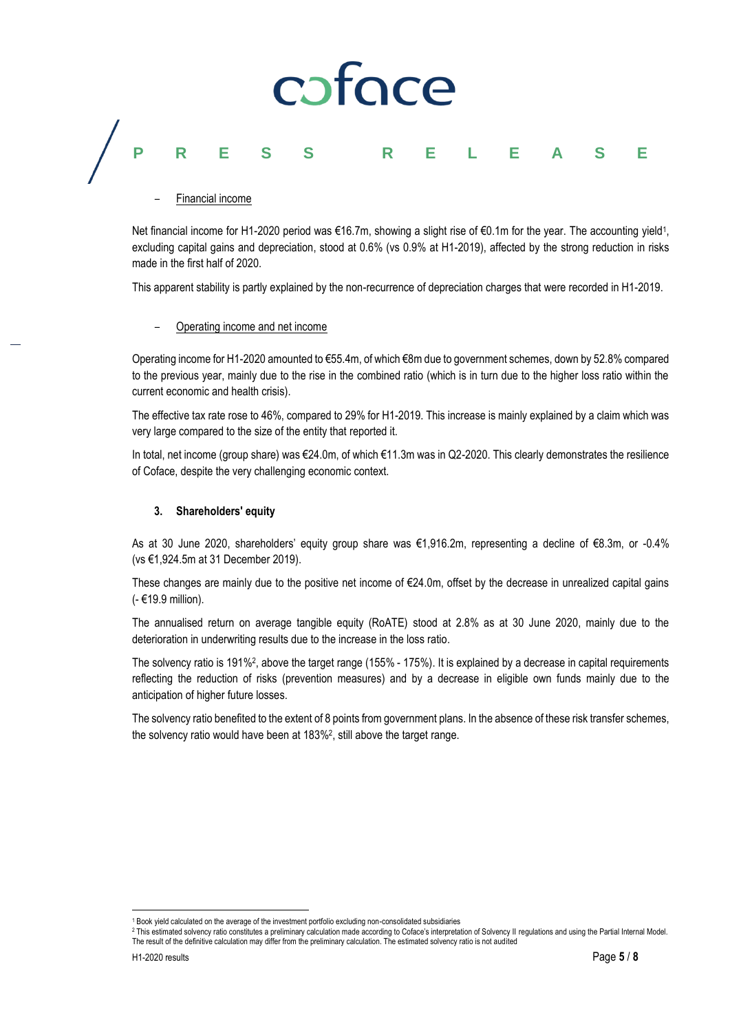- Financial income

Net financial income for H1-2020 period was €16.7m, showing a slight rise of €0.1m for the year. The accounting yield[1], excluding capital gains and depreciation, stood at 0.6% (vs 0.9% at H1-2019), affected by the strong reduction in risks made in the first half of 2020.

This apparent stability is partly explained by the non-recurrence of depreciation charges that were recorded in H1-2019.

- Operating income and net income

Operating income for H1-2020 amounted to €55.4m, of which €8m due to government schemes, down by 52.8% compared to the previous year, mainly due to the rise in the combined ratio (which is in turn due to the higher loss ratio within the current economic and health crisis).

The effective tax rate rose to 46%, compared to 29% for H1-2019. This increase is mainly explained by a claim which was very large compared to the size of the entity that reported it.

In total, net income (group share) was €24.0m, of which €11.3m was in Q2-2020. This clearly demonstrates the resilience of Coface, despite the very challenging economic context.

### 3. Shareholders' equity

As at 30 June 2020, shareholders' equity group share was €1,916.2m, representing a decline of €8.3m, or -0.4% (vs €1,924.5m at 31 December 2019).

These changes are mainly due to the positive net income of €24.0m, offset by the decrease in unrealized capital gains (- €19.9 million).

The annualised return on average tangible equity (RoATE) stood at 2.8% as at 30 June 2020, mainly due to the deterioration in underwriting results due to the increase in the loss ratio.

The solvency ratio is 191%[2], above the target range (155% - 175%). It is explained by a decrease in capital requirements reflecting the reduction of risks (prevention measures) and by a decrease in eligible own funds mainly due to the anticipation of higher future losses.

The solvency ratio benefited to the extent of 8 points from government plans. In the absence of these risk transfer schemes, the solvency ratio would have been at 183%[2], still above the target range.

---

[1] Book yield calculated on the average of the investment portfolio excluding non-consolidated subsidiaries

[2] This estimated solvency ratio constitutes a preliminary calculation made according to Coface's interpretation of Solvency II regulations and using the Partial Internal Model. The result of the definitive calculation may differ from the preliminary calculation. The estimated solvency ratio is not audited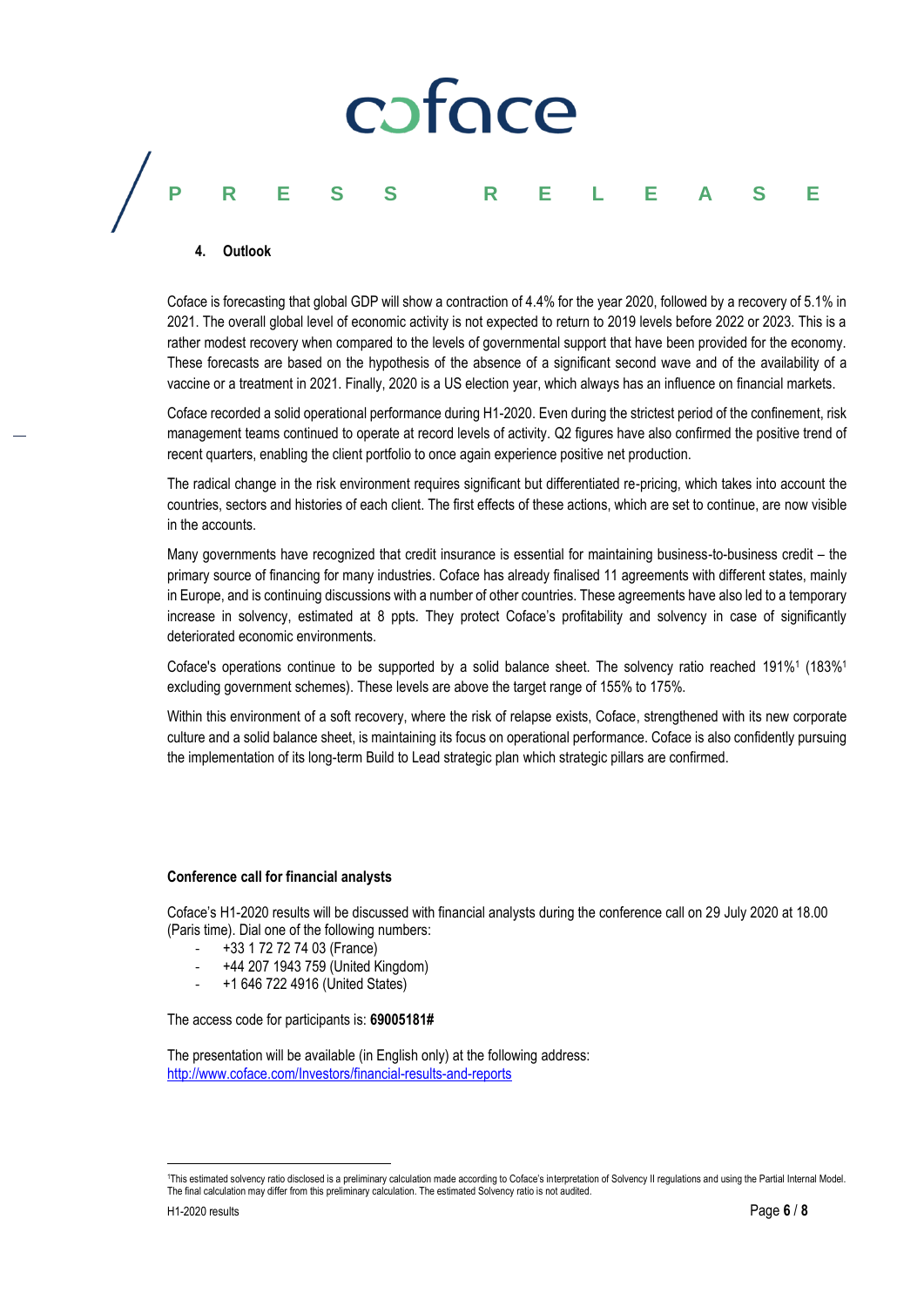## 4. Outlook

Coface is forecasting that global GDP will show a contraction of 4.4% for the year 2020, followed by a recovery of 5.1% in 2021. The overall global level of economic activity is not expected to return to 2019 levels before 2022 or 2023. This is a rather modest recovery when compared to the levels of governmental support that have been provided for the economy. These forecasts are based on the hypothesis of the absence of a significant second wave and of the availability of a vaccine or a treatment in 2021. Finally, 2020 is a US election year, which always has an influence on financial markets.

Coface recorded a solid operational performance during H1-2020. Even during the strictest period of the confinement, risk management teams continued to operate at record levels of activity. Q2 figures have also confirmed the positive trend of recent quarters, enabling the client portfolio to once again experience positive net production.

The radical change in the risk environment requires significant but differentiated re-pricing, which takes into account the countries, sectors and histories of each client. The first effects of these actions, which are set to continue, are now visible in the accounts.

Many governments have recognized that credit insurance is essential for maintaining business-to-business credit – the primary source of financing for many industries. Coface has already finalised 11 agreements with different states, mainly in Europe, and is continuing discussions with a number of other countries. These agreements have also led to a temporary increase in solvency, estimated at 8 ppts. They protect Coface's profitability and solvency in case of significantly deteriorated economic environments.

Coface's operations continue to be supported by a solid balance sheet. The solvency ratio reached 191%[1] (183%[1] excluding government schemes). These levels are above the target range of 155% to 175%.

Within this environment of a soft recovery, where the risk of relapse exists, Coface, strengthened with its new corporate culture and a solid balance sheet, is maintaining its focus on operational performance. Coface is also confidently pursuing the implementation of its long-term Build to Lead strategic plan which strategic pillars are confirmed.

**Conference call for financial analysts**

Coface's H1-2020 results will be discussed with financial analysts during the conference call on 29 July 2020 at 18.00 (Paris time). Dial one of the following numbers:

- +33 1 72 72 74 03 (France)
- +44 207 1943 759 (United Kingdom)
- +1 646 722 4916 (United States)

The access code for participants is: **69005181#**

The presentation will be available (in English only) at the following address:
[http://www.coface.com/Investors/financial-results-and-reports](http://www.coface.com/Investors/financial-results-and-reports)

---

[1]This estimated solvency ratio disclosed is a preliminary calculation made according to Coface's interpretation of Solvency II regulations and using the Partial Internal Model. The final calculation may differ from this preliminary calculation. The estimated Solvency ratio is not audited.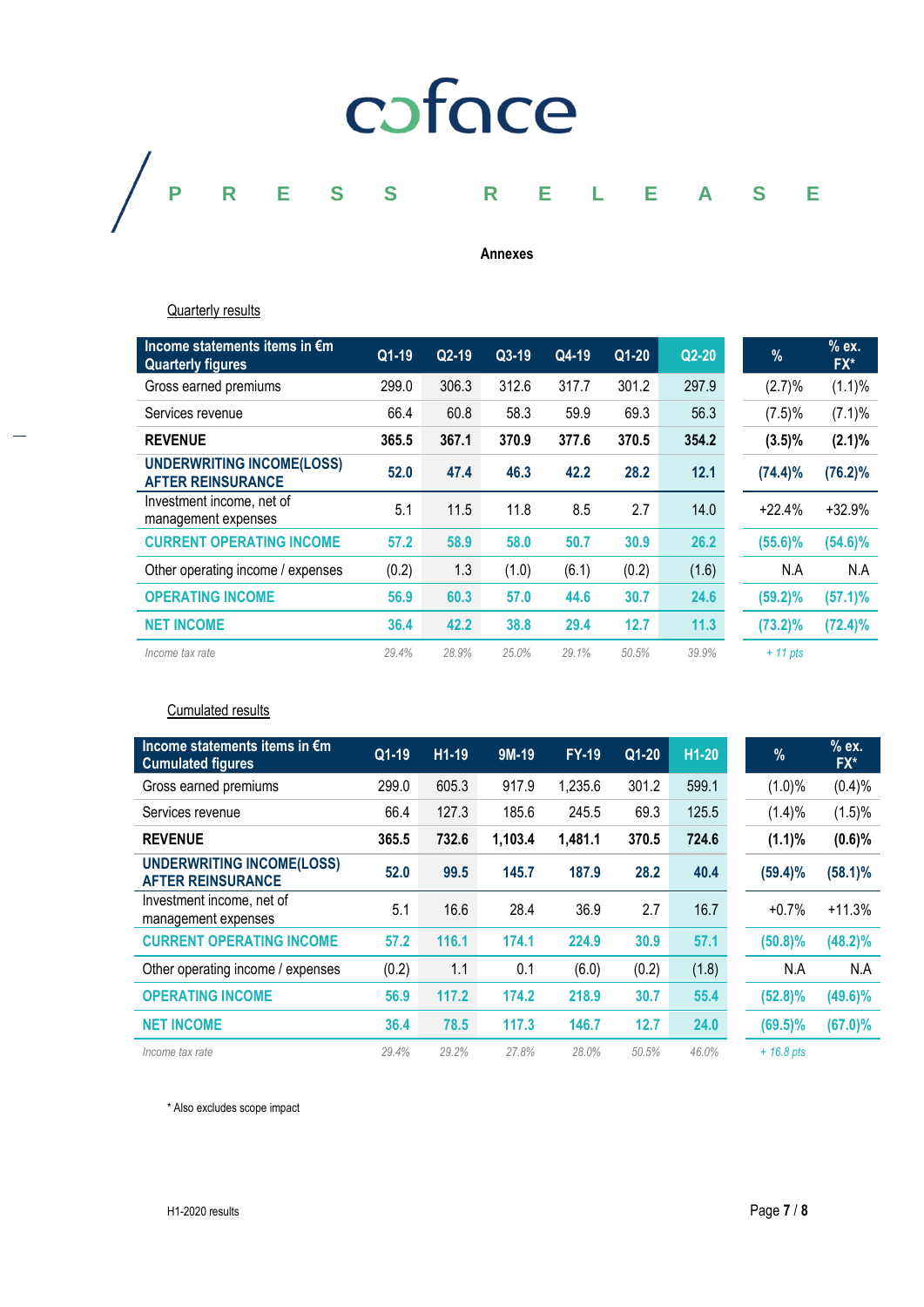**Annexes**

Quarterly results

| Income statements items in €m Quarterly figures | Q1-19 | Q2-19 | Q3-19 | Q4-19 | Q1-20 | Q2-20 | % | % ex. FX* |
|---|---|---|---|---|---|---|---|---|
| Gross earned premiums | 299.0 | 306.3 | 312.6 | 317.7 | 301.2 | 297.9 | (2.7)% | (1.1)% |
| Services revenue | 66.4 | 60.8 | 58.3 | 59.9 | 69.3 | 56.3 | (7.5)% | (7.1)% |
| **REVENUE** | **365.5** | **367.1** | **370.9** | **377.6** | **370.5** | **354.2** | **(3.5)%** | **(2.1)%** |
| **UNDERWRITING INCOME(LOSS) AFTER REINSURANCE** | **52.0** | **47.4** | **46.3** | **42.2** | **28.2** | **12.1** | **(74.4)%** | **(76.2)%** |
| Investment income, net of management expenses | 5.1 | 11.5 | 11.8 | 8.5 | 2.7 | 14.0 | +22.4% | +32.9% |
| **CURRENT OPERATING INCOME** | **57.2** | **58.9** | **58.0** | **50.7** | **30.9** | **26.2** | **(55.6)%** | **(54.6)%** |
| Other operating income / expenses | (0.2) | 1.3 | (1.0) | (6.1) | (0.2) | (1.6) | N.A | N.A |
| **OPERATING INCOME** | **56.9** | **60.3** | **57.0** | **44.6** | **30.7** | **24.6** | **(59.2)%** | **(57.1)%** |
| **NET INCOME** | **36.4** | **42.2** | **38.8** | **29.4** | **12.7** | **11.3** | **(73.2)%** | **(72.4)%** |
| *Income tax rate* | *29.4%* | *28.9%* | *25.0%* | *29.1%* | *50.5%* | *39.9%* | *+ 11 pts* | |

Cumulated results

| Income statements items in €m Cumulated figures | Q1-19 | H1-19 | 9M-19 | FY-19 | Q1-20 | H1-20 | % | % ex. FX* |
|---|---|---|---|---|---|---|---|---|
| Gross earned premiums | 299.0 | 605.3 | 917.9 | 1,235.6 | 301.2 | 599.1 | (1.0)% | (0.4)% |
| Services revenue | 66.4 | 127.3 | 185.6 | 245.5 | 69.3 | 125.5 | (1.4)% | (1.5)% |
| **REVENUE** | **365.5** | **732.6** | **1,103.4** | **1,481.1** | **370.5** | **724.6** | **(1.1)%** | **(0.6)%** |
| **UNDERWRITING INCOME(LOSS) AFTER REINSURANCE** | **52.0** | **99.5** | **145.7** | **187.9** | **28.2** | **40.4** | **(59.4)%** | **(58.1)%** |
| Investment income, net of management expenses | 5.1 | 16.6 | 28.4 | 36.9 | 2.7 | 16.7 | +0.7% | +11.3% |
| **CURRENT OPERATING INCOME** | **57.2** | **116.1** | **174.1** | **224.9** | **30.9** | **57.1** | **(50.8)%** | **(48.2)%** |
| Other operating income / expenses | (0.2) | 1.1 | 0.1 | (6.0) | (0.2) | (1.8) | N.A | N.A |
| **OPERATING INCOME** | **56.9** | **117.2** | **174.2** | **218.9** | **30.7** | **55.4** | **(52.8)%** | **(49.6)%** |
| **NET INCOME** | **36.4** | **78.5** | **117.3** | **146.7** | **12.7** | **24.0** | **(69.5)%** | **(67.0)%** |
| *Income tax rate* | *29.4%* | *29.2%* | *27.8%* | *28.0%* | *50.5%* | *46.0%* | *+ 16.8 pts* | |

* Also excludes scope impact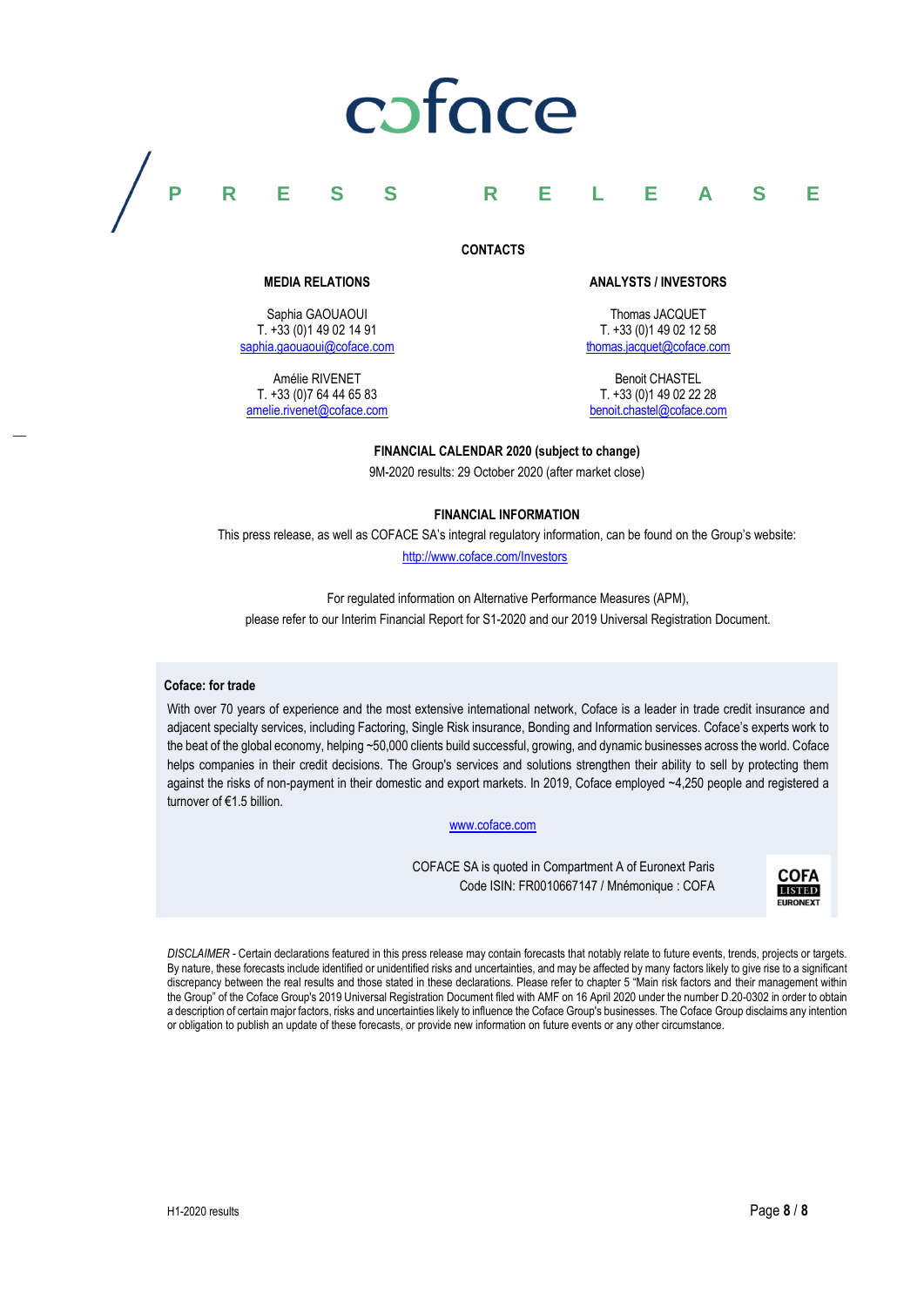coface

# PRESS RELEASE

**CONTACTS**

**MEDIA RELATIONS**

Saphia GAOUAOUI
T. +33 (0)1 49 02 14 91
saphia.gaouaoui@coface.com

Amélie RIVENET
T. +33 (0)7 64 44 65 83
amelie.rivenet@coface.com

**ANALYSTS / INVESTORS**

Thomas JACQUET
T. +33 (0)1 49 02 12 58
thomas.jacquet@coface.com

Benoit CHASTEL
T. +33 (0)1 49 02 22 28
benoit.chastel@coface.com

**FINANCIAL CALENDAR 2020 (subject to change)**

9M-2020 results: 29 October 2020 (after market close)

**FINANCIAL INFORMATION**

This press release, as well as COFACE SA's integral regulatory information, can be found on the Group's website: http://www.coface.com/Investors

For regulated information on Alternative Performance Measures (APM), please refer to our Interim Financial Report for S1-2020 and our 2019 Universal Registration Document.

**Coface: for trade**

With over 70 years of experience and the most extensive international network, Coface is a leader in trade credit insurance and adjacent specialty services, including Factoring, Single Risk insurance, Bonding and Information services. Coface's experts work to the beat of the global economy, helping ~50,000 clients build successful, growing, and dynamic businesses across the world. Coface helps companies in their credit decisions. The Group's services and solutions strengthen their ability to sell by protecting them against the risks of non-payment in their domestic and export markets. In 2019, Coface employed ~4,250 people and registered a turnover of €1.5 billion.

www.coface.com

COFACE SA is quoted in Compartment A of Euronext Paris
Code ISIN: FR0010667147 / Mnémonique : COFA

COFA LISTED EURONEXT

*DISCLAIMER* - Certain declarations featured in this press release may contain forecasts that notably relate to future events, trends, projects or targets. By nature, these forecasts include identified or unidentified risks and uncertainties, and may be affected by many factors likely to give rise to a significant discrepancy between the real results and those stated in these declarations. Please refer to chapter 5 "Main risk factors and their management within the Group" of the Coface Group's 2019 Universal Registration Document filed with AMF on 16 April 2020 under the number D.20-0302 in order to obtain a description of certain major factors, risks and uncertainties likely to influence the Coface Group's businesses. The Coface Group disclaims any intention or obligation to publish an update of these forecasts, or provide new information on future events or any other circumstance.